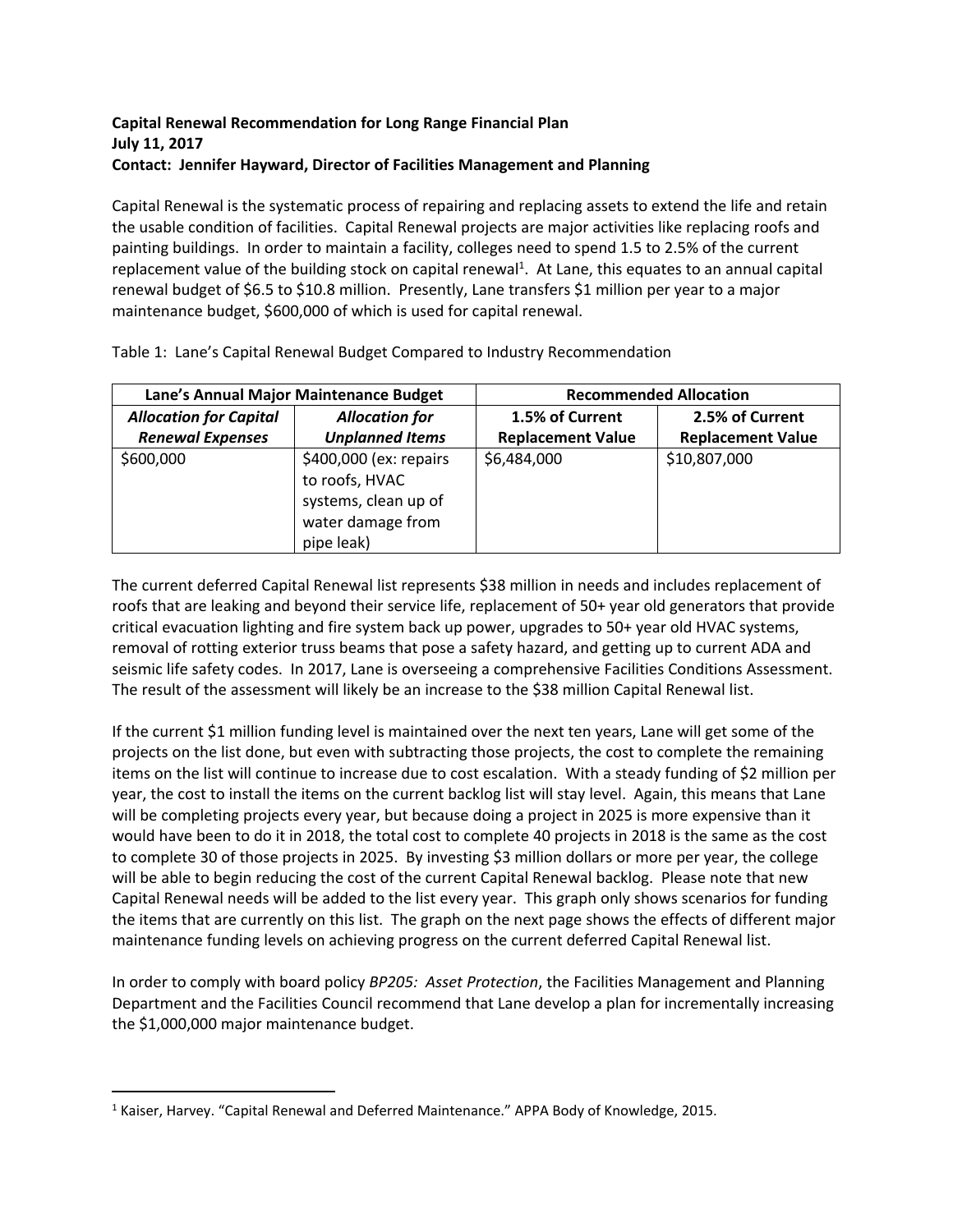**Capital Renewal Recommendation for Long Range Financial Plan**
**July 11, 2017**
**Contact: Jennifer Hayward, Director of Facilities Management and Planning**

Capital Renewal is the systematic process of repairing and replacing assets to extend the life and retain the usable condition of facilities. Capital Renewal projects are major activities like replacing roofs and painting buildings. In order to maintain a facility, colleges need to spend 1.5 to 2.5% of the current replacement value of the building stock on capital renewal[1]. At Lane, this equates to an annual capital renewal budget of $6.5 to $10.8 million. Presently, Lane transfers $1 million per year to a major maintenance budget, $600,000 of which is used for capital renewal.

Table 1: Lane's Capital Renewal Budget Compared to Industry Recommendation

| **Lane's Annual Major Maintenance Budget** | | **Recommended Allocation** | |
|---|---|---|---|
| ***Allocation for Capital Renewal Expenses*** | ***Allocation for Unplanned Items*** | **1.5% of Current Replacement Value** | **2.5% of Current Replacement Value** |
| $600,000 | $400,000 (ex: repairs to roofs, HVAC systems, clean up of water damage from pipe leak) | $6,484,000 | $10,807,000 |

The current deferred Capital Renewal list represents $38 million in needs and includes replacement of roofs that are leaking and beyond their service life, replacement of 50+ year old generators that provide critical evacuation lighting and fire system back up power, upgrades to 50+ year old HVAC systems, removal of rotting exterior truss beams that pose a safety hazard, and getting up to current ADA and seismic life safety codes. In 2017, Lane is overseeing a comprehensive Facilities Conditions Assessment. The result of the assessment will likely be an increase to the $38 million Capital Renewal list.

If the current $1 million funding level is maintained over the next ten years, Lane will get some of the projects on the list done, but even with subtracting those projects, the cost to complete the remaining items on the list will continue to increase due to cost escalation. With a steady funding of $2 million per year, the cost to install the items on the current backlog list will stay level. Again, this means that Lane will be completing projects every year, but because doing a project in 2025 is more expensive than it would have been to do it in 2018, the total cost to complete 40 projects in 2018 is the same as the cost to complete 30 of those projects in 2025. By investing $3 million dollars or more per year, the college will be able to begin reducing the cost of the current Capital Renewal backlog. Please note that new Capital Renewal needs will be added to the list every year. This graph only shows scenarios for funding the items that are currently on this list. The graph on the next page shows the effects of different major maintenance funding levels on achieving progress on the current deferred Capital Renewal list.

In order to comply with board policy *BP205: Asset Protection*, the Facilities Management and Planning Department and the Facilities Council recommend that Lane develop a plan for incrementally increasing the $1,000,000 major maintenance budget.

---

[1] Kaiser, Harvey. "Capital Renewal and Deferred Maintenance." APPA Body of Knowledge, 2015.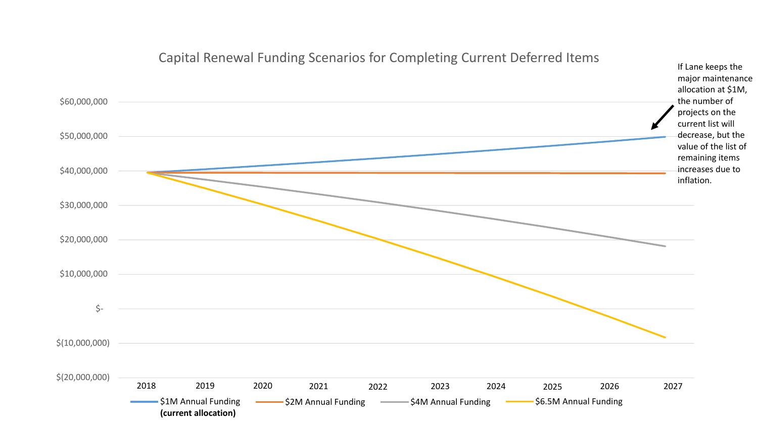Capital Renewal Funding Scenarios for Completing Current Deferred Items

$60,000,000
$50,000,000
$40,000,000
$30,000,000
$20,000,000
$10,000,000
$-
$(10,000,000)
$(20,000,000)

2018
2019
2020
2021
2022
2023
2024
2025
2026
2027

If Lane keeps the major maintenance allocation at $1M, the number of projects on the current list will decrease, but the value of the list of remaining items increases due to inflation.

$1M Annual Funding **(current allocation)**
$2M Annual Funding
$4M Annual Funding
$6.5M Annual Funding